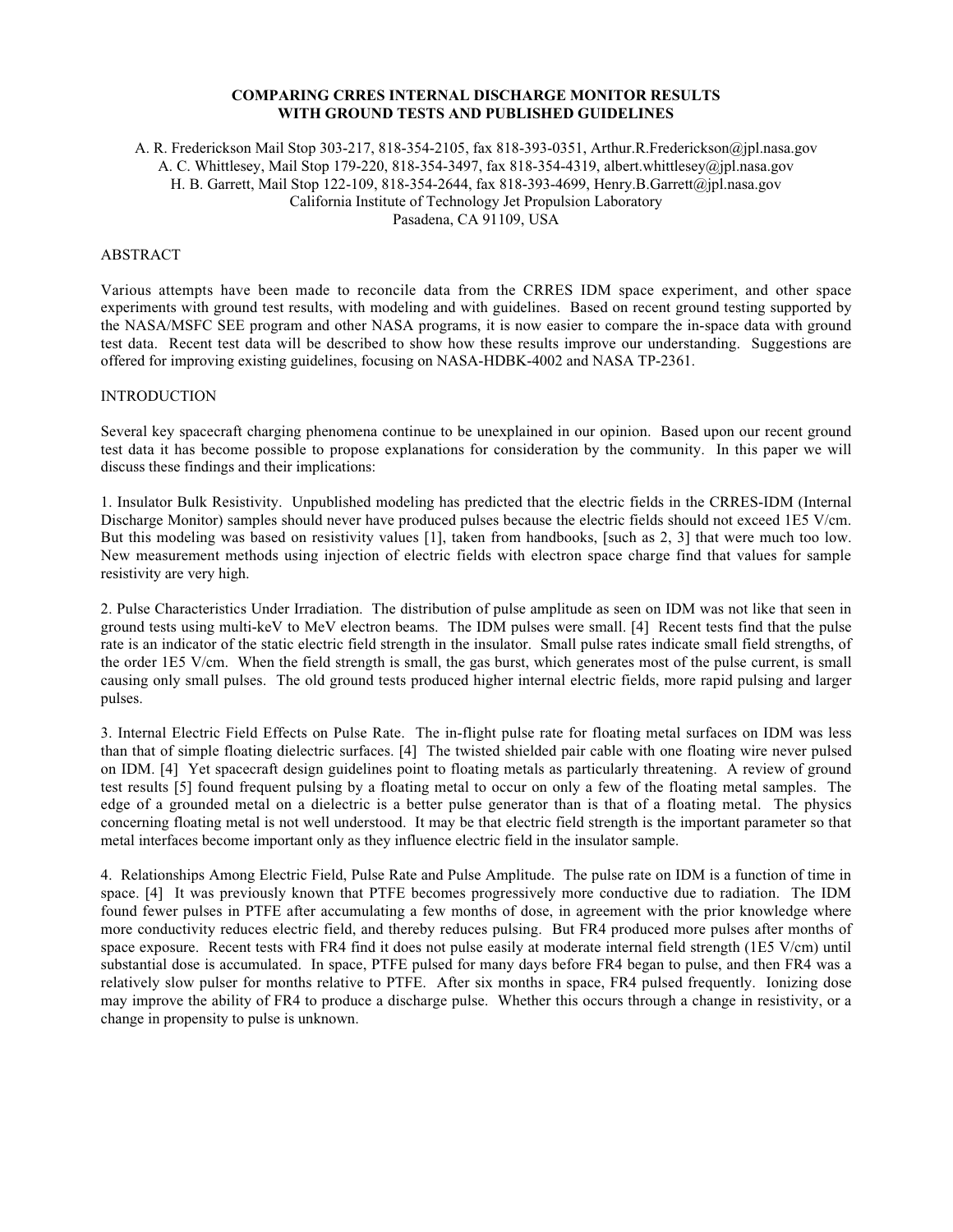# COMPARING CRRES INTERNAL DISCHARGE MONITOR RESULTS WITH GROUND TESTS AND PUBLISHED GUIDELINES

A. R. Frederickson Mail Stop 303-217, 818-354-2105, fax 818-393-0351, Arthur.R.Frederickson@jpl.nasa.gov
A. C. Whittlesey, Mail Stop 179-220, 818-354-3497, fax 818-354-4319, albert.whittlesey@jpl.nasa.gov
H. B. Garrett, Mail Stop 122-109, 818-354-2644, fax 818-393-4699, Henry.B.Garrett@jpl.nasa.gov
California Institute of Technology Jet Propulsion Laboratory
Pasadena, CA 91109, USA

## ABSTRACT

Various attempts have been made to reconcile data from the CRRES IDM space experiment, and other space experiments with ground test results, with modeling and with guidelines. Based on recent ground testing supported by the NASA/MSFC SEE program and other NASA programs, it is now easier to compare the in-space data with ground test data. Recent test data will be described to show how these results improve our understanding. Suggestions are offered for improving existing guidelines, focusing on NASA-HDBK-4002 and NASA TP-2361.

## INTRODUCTION

Several key spacecraft charging phenomena continue to be unexplained in our opinion. Based upon our recent ground test data it has become possible to propose explanations for consideration by the community. In this paper we will discuss these findings and their implications:

1. Insulator Bulk Resistivity. Unpublished modeling has predicted that the electric fields in the CRRES-IDM (Internal Discharge Monitor) samples should never have produced pulses because the electric fields should not exceed 1E5 V/cm. But this modeling was based on resistivity values [1], taken from handbooks, [such as 2, 3] that were much too low. New measurement methods using injection of electric fields with electron space charge find that values for sample resistivity are very high.

2. Pulse Characteristics Under Irradiation. The distribution of pulse amplitude as seen on IDM was not like that seen in ground tests using multi-keV to MeV electron beams. The IDM pulses were small. [4] Recent tests find that the pulse rate is an indicator of the static electric field strength in the insulator. Small pulse rates indicate small field strengths, of the order 1E5 V/cm. When the field strength is small, the gas burst, which generates most of the pulse current, is small causing only small pulses. The old ground tests produced higher internal electric fields, more rapid pulsing and larger pulses.

3. Internal Electric Field Effects on Pulse Rate. The in-flight pulse rate for floating metal surfaces on IDM was less than that of simple floating dielectric surfaces. [4] The twisted shielded pair cable with one floating wire never pulsed on IDM. [4] Yet spacecraft design guidelines point to floating metals as particularly threatening. A review of ground test results [5] found frequent pulsing by a floating metal to occur on only a few of the floating metal samples. The edge of a grounded metal on a dielectric is a better pulse generator than is that of a floating metal. The physics concerning floating metal is not well understood. It may be that electric field strength is the important parameter so that metal interfaces become important only as they influence electric field in the insulator sample.

4. Relationships Among Electric Field, Pulse Rate and Pulse Amplitude. The pulse rate on IDM is a function of time in space. [4] It was previously known that PTFE becomes progressively more conductive due to radiation. The IDM found fewer pulses in PTFE after accumulating a few months of dose, in agreement with the prior knowledge where more conductivity reduces electric field, and thereby reduces pulsing. But FR4 produced more pulses after months of space exposure. Recent tests with FR4 find it does not pulse easily at moderate internal field strength (1E5 V/cm) until substantial dose is accumulated. In space, PTFE pulsed for many days before FR4 began to pulse, and then FR4 was a relatively slow pulser for months relative to PTFE. After six months in space, FR4 pulsed frequently. Ionizing dose may improve the ability of FR4 to produce a discharge pulse. Whether this occurs through a change in resistivity, or a change in propensity to pulse is unknown.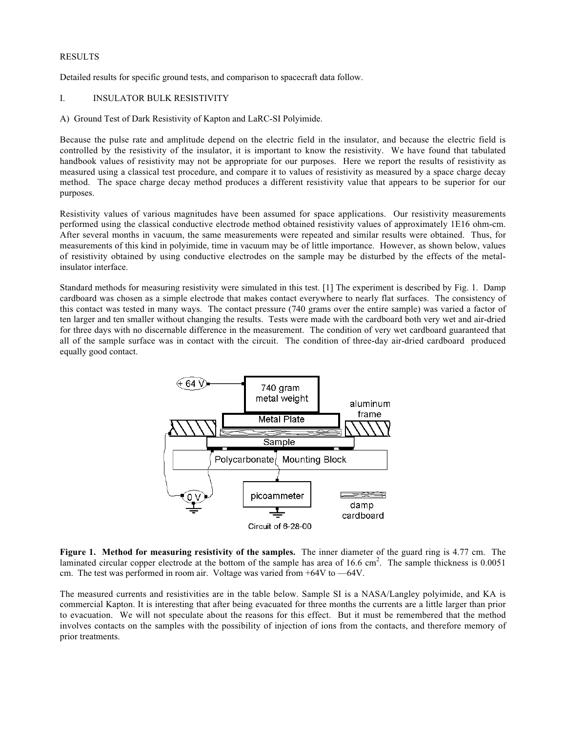RESULTS

Detailed results for specific ground tests, and comparison to spacecraft data follow.

## I. INSULATOR BULK RESISTIVITY

### A) Ground Test of Dark Resistivity of Kapton and LaRC-SI Polyimide.

Because the pulse rate and amplitude depend on the electric field in the insulator, and because the electric field is controlled by the resistivity of the insulator, it is important to know the resistivity. We have found that tabulated handbook values of resistivity may not be appropriate for our purposes. Here we report the results of resistivity as measured using a classical test procedure, and compare it to values of resistivity as measured by a space charge decay method. The space charge decay method produces a different resistivity value that appears to be superior for our purposes.

Resistivity values of various magnitudes have been assumed for space applications. Our resistivity measurements performed using the classical conductive electrode method obtained resistivity values of approximately 1E16 ohm-cm. After several months in vacuum, the same measurements were repeated and similar results were obtained. Thus, for measurements of this kind in polyimide, time in vacuum may be of little importance. However, as shown below, values of resistivity obtained by using conductive electrodes on the sample may be disturbed by the effects of the metal-insulator interface.

Standard methods for measuring resistivity were simulated in this test. [1] The experiment is described by Fig. 1. Damp cardboard was chosen as a simple electrode that makes contact everywhere to nearly flat surfaces. The consistency of this contact was tested in many ways. The contact pressure (740 grams over the entire sample) was varied a factor of ten larger and ten smaller without changing the results. Tests were made with the cardboard both very wet and air-dried for three days with no discernable difference in the measurement. The condition of very wet cardboard guaranteed that all of the sample surface was in contact with the circuit. The condition of three-day air-dried cardboard produced equally good contact.

+64 V

740 gram metal weight

Metal Plate

aluminum frame

Sample

Polycarbonate Mounting Block

0 V

picoammeter

damp cardboard

Circuit of 6-28-00

**Figure 1. Method for measuring resistivity of the samples.** The inner diameter of the guard ring is 4.77 cm. The laminated circular copper electrode at the bottom of the sample has area of 16.6 $cm^2$. The sample thickness is 0.0051 cm. The test was performed in room air. Voltage was varied from +64V to —64V.

The measured currents and resistivities are in the table below. Sample SI is a NASA/Langley polyimide, and KA is commercial Kapton. It is interesting that after being evacuated for three months the currents are a little larger than prior to evacuation. We will not speculate about the reasons for this effect. But it must be remembered that the method involves contacts on the samples with the possibility of injection of ions from the contacts, and therefore memory of prior treatments.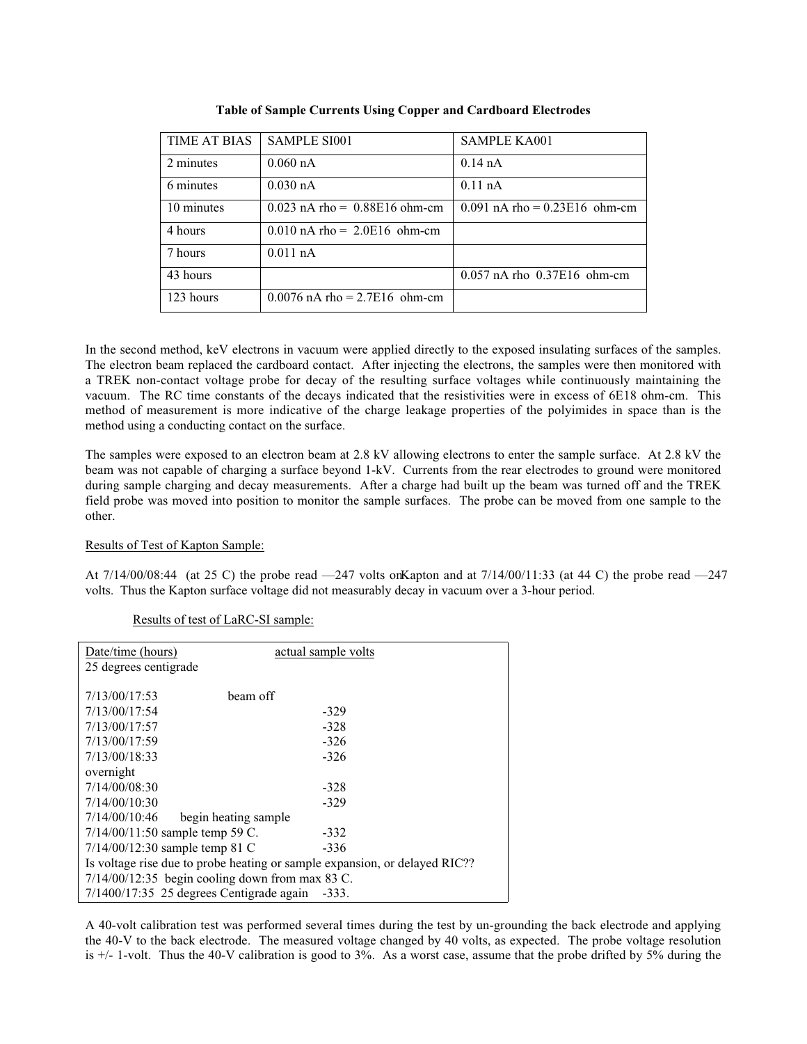**Table of Sample Currents Using Copper and Cardboard Electrodes**

| TIME AT BIAS | SAMPLE SI001 | SAMPLE KA001 |
|---|---|---|
| 2 minutes | 0.060 nA | 0.14 nA |
| 6 minutes | 0.030 nA | 0.11 nA |
| 10 minutes | 0.023 nA rho = 0.88E16 ohm-cm | 0.091 nA rho = 0.23E16 ohm-cm |
| 4 hours | 0.010 nA rho = 2.0E16 ohm-cm | |
| 7 hours | 0.011 nA | |
| 43 hours | | 0.057 nA rho 0.37E16 ohm-cm |
| 123 hours | 0.0076 nA rho = 2.7E16 ohm-cm | |

In the second method, keV electrons in vacuum were applied directly to the exposed insulating surfaces of the samples. The electron beam replaced the cardboard contact. After injecting the electrons, the samples were then monitored with a TREK non-contact voltage probe for decay of the resulting surface voltages while continuously maintaining the vacuum. The RC time constants of the decays indicated that the resistivities were in excess of 6E18 ohm-cm. This method of measurement is more indicative of the charge leakage properties of the polyimides in space than is the method using a conducting contact on the surface.

The samples were exposed to an electron beam at 2.8 kV allowing electrons to enter the sample surface. At 2.8 kV the beam was not capable of charging a surface beyond 1-kV. Currents from the rear electrodes to ground were monitored during sample charging and decay measurements. After a charge had built up the beam was turned off and the TREK field probe was moved into position to monitor the sample surfaces. The probe can be moved from one sample to the other.

Results of Test of Kapton Sample:

At 7/14/00/08:44 (at 25 C) the probe read —247 volts on Kapton and at 7/14/00/11:33 (at 44 C) the probe read —247 volts. Thus the Kapton surface voltage did not measurably decay in vacuum over a 3-hour period.

Results of test of LaRC-SI sample:

| Date/time (hours) | actual sample volts |
|---|---|
| 25 degrees centigrade | |
| 7/13/00/17:53 beam off | |
| 7/13/00/17:54 | -329 |
| 7/13/00/17:57 | -328 |
| 7/13/00/17:59 | -326 |
| 7/13/00/18:33 | -326 |
| overnight | |
| 7/14/00/08:30 | -328 |
| 7/14/00/10:30 | -329 |
| 7/14/00/10:46 begin heating sample | |
| 7/14/00/11:50 sample temp 59 C. | -332 |
| 7/14/00/12:30 sample temp 81 C | -336 |
| Is voltage rise due to probe heating or sample expansion, or delayed RIC?? | |
| 7/14/00/12:35 begin cooling down from max 83 C. | |
| 7/1400/17:35 25 degrees Centigrade again | -333. |

A 40-volt calibration test was performed several times during the test by un-grounding the back electrode and applying the 40-V to the back electrode. The measured voltage changed by 40 volts, as expected. The probe voltage resolution is +/- 1-volt. Thus the 40-V calibration is good to 3%. As a worst case, assume that the probe drifted by 5% during the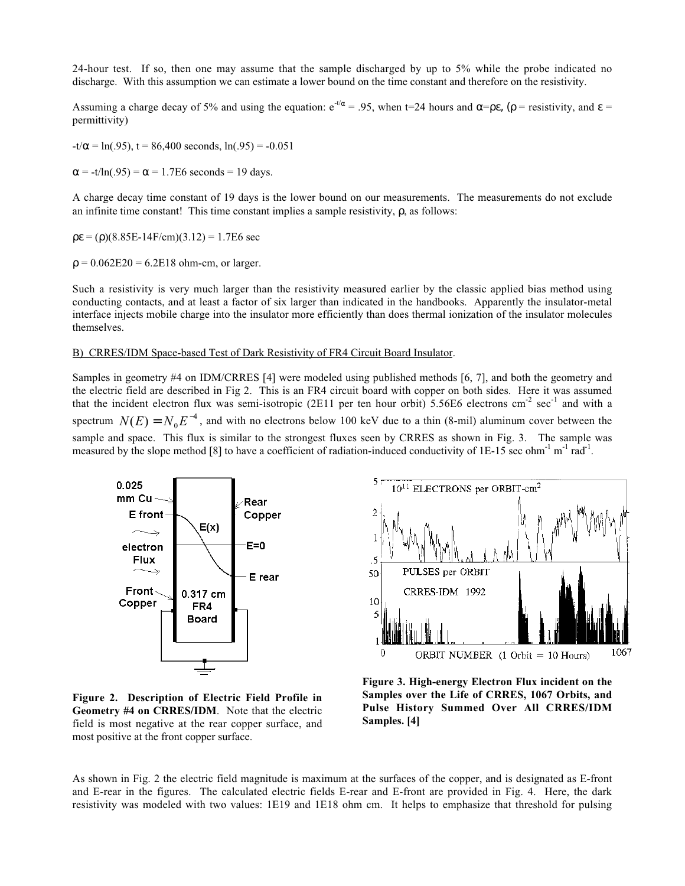24-hour test. If so, then one may assume that the sample discharged by up to 5% while the probe indicated no discharge. With this assumption we can estimate a lower bound on the time constant and therefore on the resistivity.

Assuming a charge decay of 5% and using the equation: $e^{-t/\alpha} = .95$, when t=24 hours and $\alpha = \rho\varepsilon$, ($\rho$ = resistivity, and $\varepsilon$ = permittivity)

$-t/\alpha = \ln(.95)$, t = 86,400 seconds, $\ln(.95) = -0.051$

$\alpha = -t/\ln(.95) = \alpha = 1.7E6$ seconds = 19 days.

A charge decay time constant of 19 days is the lower bound on our measurements. The measurements do not exclude an infinite time constant! This time constant implies a sample resistivity, $\rho$, as follows:

$\rho\varepsilon = (\rho)(8.85E\text{-}14F/cm)(3.12) = 1.7E6$ sec

$\rho = 0.062E20 = 6.2E18$ ohm-cm, or larger.

Such a resistivity is very much larger than the resistivity measured earlier by the classic applied bias method using conducting contacts, and at least a factor of six larger than indicated in the handbooks. Apparently the insulator-metal interface injects mobile charge into the insulator more efficiently than does thermal ionization of the insulator molecules themselves.

B) CRRES/IDM Space-based Test of Dark Resistivity of FR4 Circuit Board Insulator.

Samples in geometry #4 on IDM/CRRES [4] were modeled using published methods [6, 7], and both the geometry and the electric field are described in Fig 2. This is an FR4 circuit board with copper on both sides. Here it was assumed that the incident electron flux was semi-isotropic (2E11 per ten hour orbit) 5.56E6 electrons $cm^{-2}$ $sec^{-1}$ and with a spectrum $N(E) = N_0 E^{-4}$, and with no electrons below 100 keV due to a thin (8-mil) aluminum cover between the sample and space. This flux is similar to the strongest fluxes seen by CRRES as shown in Fig. 3. The sample was measured by the slope method [8] to have a coefficient of radiation-induced conductivity of 1E-15 sec $ohm^{-1}$ $m^{-1}$ $rad^{-1}$.

**Figure 2. Description of Electric Field Profile in Geometry #4 on CRRES/IDM**. Note that the electric field is most negative at the rear copper surface, and most positive at the front copper surface.

**Figure 3. High-energy Electron Flux incident on the Samples over the Life of CRRES, 1067 Orbits, and Pulse History Summed Over All CRRES/IDM Samples. [4]**

As shown in Fig. 2 the electric field magnitude is maximum at the surfaces of the copper, and is designated as E-front and E-rear in the figures. The calculated electric fields E-rear and E-front are provided in Fig. 4. Here, the dark resistivity was modeled with two values: 1E19 and 1E18 ohm cm. It helps to emphasize that threshold for pulsing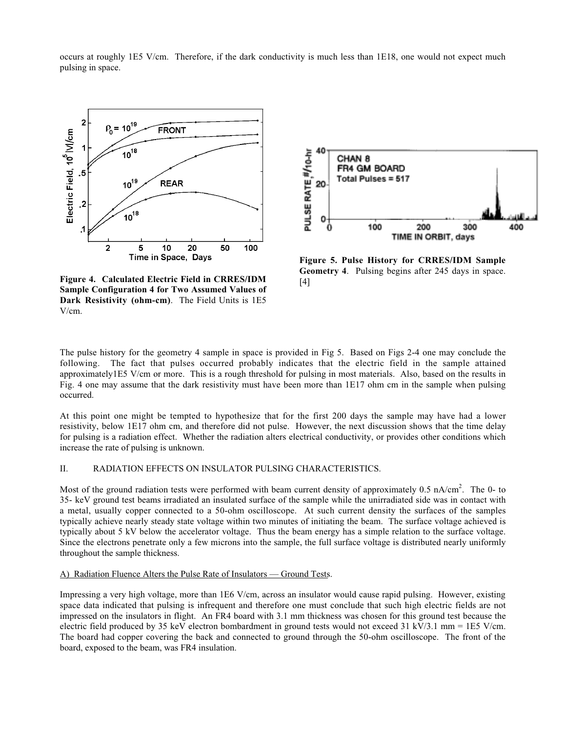occurs at roughly 1E5 V/cm. Therefore, if the dark conductivity is much less than 1E18, one would not expect much pulsing in space.

**Figure 4. Calculated Electric Field in CRRES/IDM Sample Configuration 4 for Two Assumed Values of Dark Resistivity (ohm-cm)**. The Field Units is 1E5 V/cm.

**Figure 5. Pulse History for CRRES/IDM Sample Geometry 4**. Pulsing begins after 245 days in space. [4]

The pulse history for the geometry 4 sample in space is provided in Fig 5. Based on Figs 2-4 one may conclude the following. The fact that pulses occurred probably indicates that the electric field in the sample attained approximately1E5 V/cm or more. This is a rough threshold for pulsing in most materials. Also, based on the results in Fig. 4 one may assume that the dark resistivity must have been more than 1E17 ohm cm in the sample when pulsing occurred.

At this point one might be tempted to hypothesize that for the first 200 days the sample may have had a lower resistivity, below 1E17 ohm cm, and therefore did not pulse. However, the next discussion shows that the time delay for pulsing is a radiation effect. Whether the radiation alters electrical conductivity, or provides other conditions which increase the rate of pulsing is unknown.

## II. RADIATION EFFECTS ON INSULATOR PULSING CHARACTERISTICS.

Most of the ground radiation tests were performed with beam current density of approximately 0.5 nA/cm$^2$. The 0- to 35- keV ground test beams irradiated an insulated surface of the sample while the unirradiated side was in contact with a metal, usually copper connected to a 50-ohm oscilloscope. At such current density the surfaces of the samples typically achieve nearly steady state voltage within two minutes of initiating the beam. The surface voltage achieved is typically about 5 kV below the accelerator voltage. Thus the beam energy has a simple relation to the surface voltage. Since the electrons penetrate only a few microns into the sample, the full surface voltage is distributed nearly uniformly throughout the sample thickness.

### A) Radiation Fluence Alters the Pulse Rate of Insulators — Ground Tests.

Impressing a very high voltage, more than 1E6 V/cm, across an insulator would cause rapid pulsing. However, existing space data indicated that pulsing is infrequent and therefore one must conclude that such high electric fields are not impressed on the insulators in flight. An FR4 board with 3.1 mm thickness was chosen for this ground test because the electric field produced by 35 keV electron bombardment in ground tests would not exceed 31 kV/3.1 mm = 1E5 V/cm. The board had copper covering the back and connected to ground through the 50-ohm oscilloscope. The front of the board, exposed to the beam, was FR4 insulation.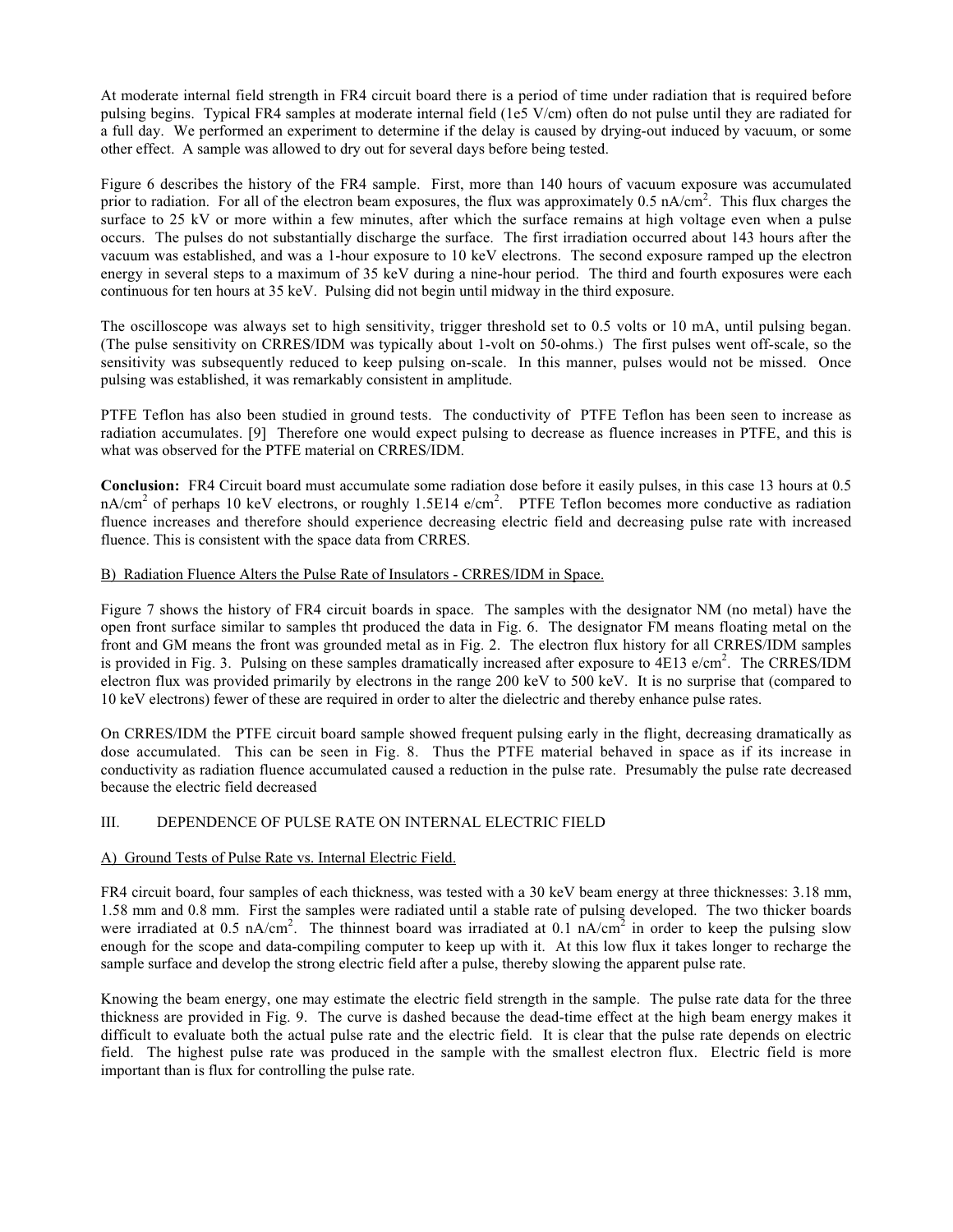At moderate internal field strength in FR4 circuit board there is a period of time under radiation that is required before pulsing begins. Typical FR4 samples at moderate internal field (1e5 V/cm) often do not pulse until they are radiated for a full day. We performed an experiment to determine if the delay is caused by drying-out induced by vacuum, or some other effect. A sample was allowed to dry out for several days before being tested.

Figure 6 describes the history of the FR4 sample. First, more than 140 hours of vacuum exposure was accumulated prior to radiation. For all of the electron beam exposures, the flux was approximately 0.5 nA/cm$^2$. This flux charges the surface to 25 kV or more within a few minutes, after which the surface remains at high voltage even when a pulse occurs. The pulses do not substantially discharge the surface. The first irradiation occurred about 143 hours after the vacuum was established, and was a 1-hour exposure to 10 keV electrons. The second exposure ramped up the electron energy in several steps to a maximum of 35 keV during a nine-hour period. The third and fourth exposures were each continuous for ten hours at 35 keV. Pulsing did not begin until midway in the third exposure.

The oscilloscope was always set to high sensitivity, trigger threshold set to 0.5 volts or 10 mA, until pulsing began. (The pulse sensitivity on CRRES/IDM was typically about 1-volt on 50-ohms.) The first pulses went off-scale, so the sensitivity was subsequently reduced to keep pulsing on-scale. In this manner, pulses would not be missed. Once pulsing was established, it was remarkably consistent in amplitude.

PTFE Teflon has also been studied in ground tests. The conductivity of PTFE Teflon has been seen to increase as radiation accumulates. [9] Therefore one would expect pulsing to decrease as fluence increases in PTFE, and this is what was observed for the PTFE material on CRRES/IDM.

**Conclusion:** FR4 Circuit board must accumulate some radiation dose before it easily pulses, in this case 13 hours at 0.5 nA/cm$^2$ of perhaps 10 keV electrons, or roughly 1.5E14 e/cm$^2$. PTFE Teflon becomes more conductive as radiation fluence increases and therefore should experience decreasing electric field and decreasing pulse rate with increased fluence. This is consistent with the space data from CRRES.

B) Radiation Fluence Alters the Pulse Rate of Insulators - CRRES/IDM in Space.

Figure 7 shows the history of FR4 circuit boards in space. The samples with the designator NM (no metal) have the open front surface similar to samples tht produced the data in Fig. 6. The designator FM means floating metal on the front and GM means the front was grounded metal as in Fig. 2. The electron flux history for all CRRES/IDM samples is provided in Fig. 3. Pulsing on these samples dramatically increased after exposure to 4E13 e/cm$^2$. The CRRES/IDM electron flux was provided primarily by electrons in the range 200 keV to 500 keV. It is no surprise that (compared to 10 keV electrons) fewer of these are required in order to alter the dielectric and thereby enhance pulse rates.

On CRRES/IDM the PTFE circuit board sample showed frequent pulsing early in the flight, decreasing dramatically as dose accumulated. This can be seen in Fig. 8. Thus the PTFE material behaved in space as if its increase in conductivity as radiation fluence accumulated caused a reduction in the pulse rate. Presumably the pulse rate decreased because the electric field decreased

## III. DEPENDENCE OF PULSE RATE ON INTERNAL ELECTRIC FIELD

A) Ground Tests of Pulse Rate vs. Internal Electric Field.

FR4 circuit board, four samples of each thickness, was tested with a 30 keV beam energy at three thicknesses: 3.18 mm, 1.58 mm and 0.8 mm. First the samples were radiated until a stable rate of pulsing developed. The two thicker boards were irradiated at 0.5 nA/cm$^2$. The thinnest board was irradiated at 0.1 nA/cm$^2$ in order to keep the pulsing slow enough for the scope and data-compiling computer to keep up with it. At this low flux it takes longer to recharge the sample surface and develop the strong electric field after a pulse, thereby slowing the apparent pulse rate.

Knowing the beam energy, one may estimate the electric field strength in the sample. The pulse rate data for the three thickness are provided in Fig. 9. The curve is dashed because the dead-time effect at the high beam energy makes it difficult to evaluate both the actual pulse rate and the electric field. It is clear that the pulse rate depends on electric field. The highest pulse rate was produced in the sample with the smallest electron flux. Electric field is more important than is flux for controlling the pulse rate.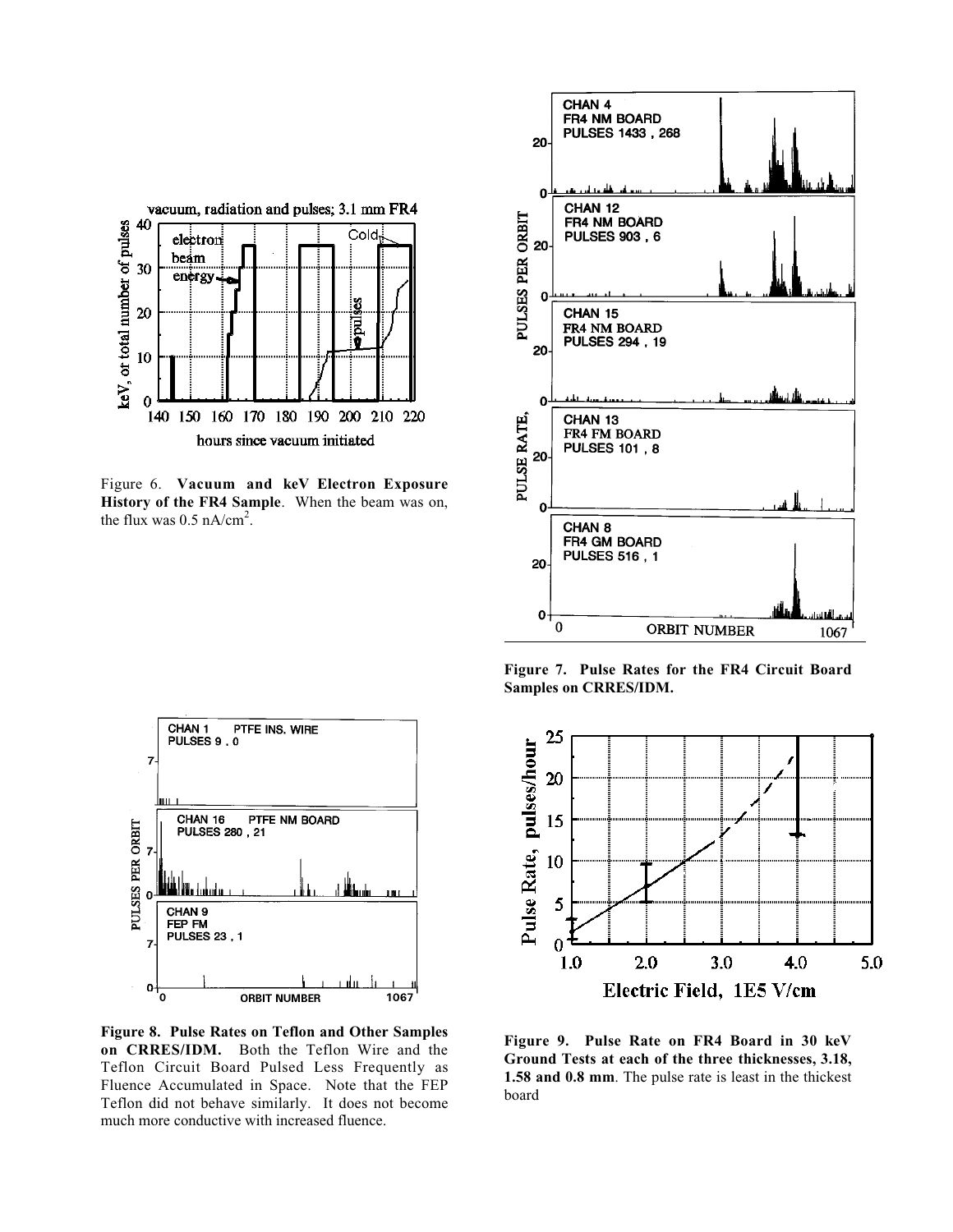Figure 6. **Vacuum and keV Electron Exposure History of the FR4 Sample**. When the beam was on, the flux was 0.5 nA/cm$^2$.

**Figure 7. Pulse Rates for the FR4 Circuit Board Samples on CRRES/IDM.**

**Figure 8. Pulse Rates on Teflon and Other Samples on CRRES/IDM.** Both the Teflon Wire and the Teflon Circuit Board Pulsed Less Frequently as Fluence Accumulated in Space. Note that the FEP Teflon did not behave similarly. It does not become much more conductive with increased fluence.

**Figure 9. Pulse Rate on FR4 Board in 30 keV Ground Tests at each of the three thicknesses, 3.18, 1.58 and 0.8 mm**. The pulse rate is least in the thickest board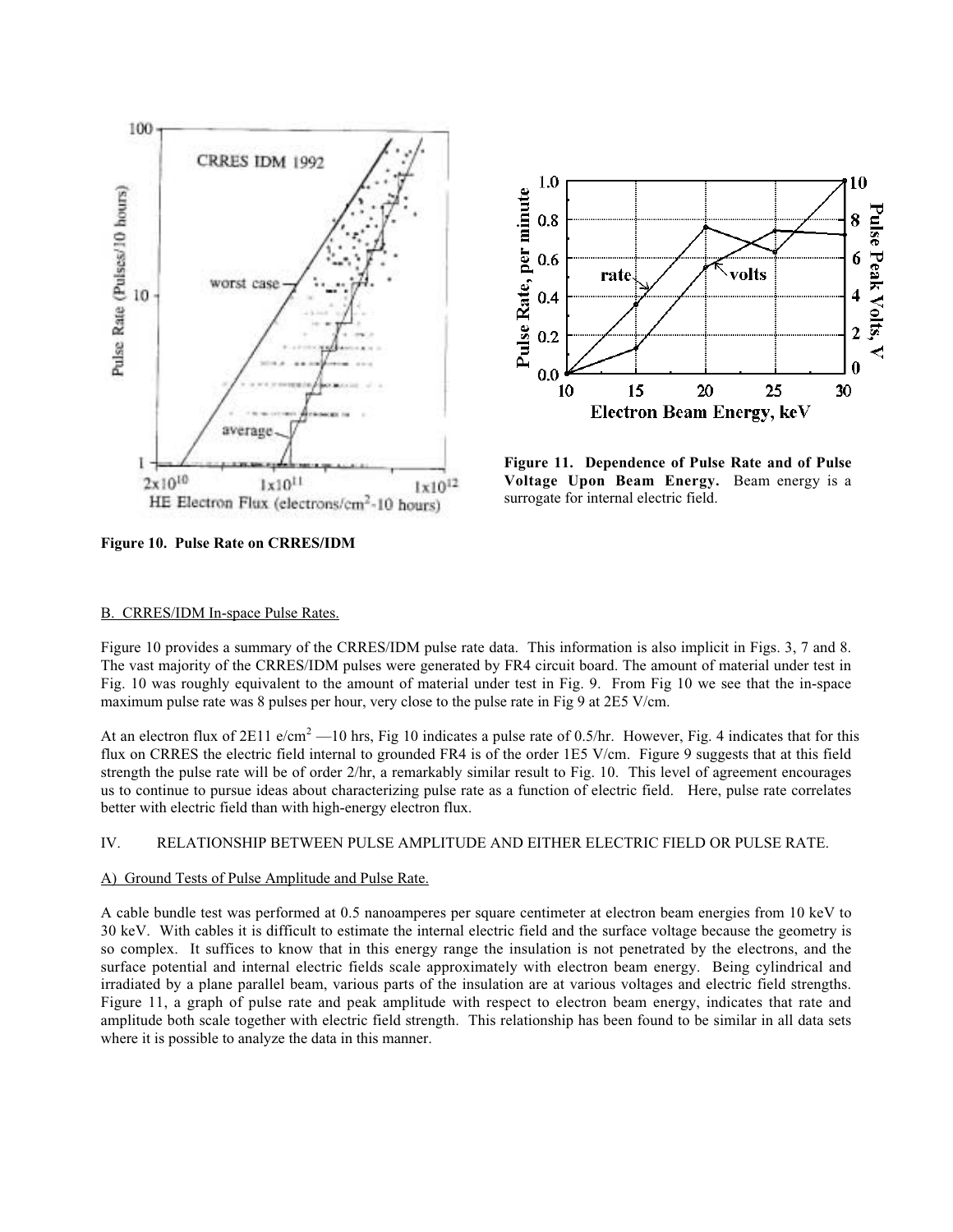Figure 11. Dependence of Pulse Rate and of Pulse Voltage Upon Beam Energy. Beam energy is a surrogate for internal electric field.

Figure 10. Pulse Rate on CRRES/IDM

B. CRRES/IDM In-space Pulse Rates.

Figure 10 provides a summary of the CRRES/IDM pulse rate data. This information is also implicit in Figs. 3, 7 and 8. The vast majority of the CRRES/IDM pulses were generated by FR4 circuit board. The amount of material under test in Fig. 10 was roughly equivalent to the amount of material under test in Fig. 9. From Fig 10 we see that the in-space maximum pulse rate was 8 pulses per hour, very close to the pulse rate in Fig 9 at 2E5 V/cm.

At an electron flux of 2E11 e/cm$^2$ —10 hrs, Fig 10 indicates a pulse rate of 0.5/hr. However, Fig. 4 indicates that for this flux on CRRES the electric field internal to grounded FR4 is of the order 1E5 V/cm. Figure 9 suggests that at this field strength the pulse rate will be of order 2/hr, a remarkably similar result to Fig. 10. This level of agreement encourages us to continue to pursue ideas about characterizing pulse rate as a function of electric field. Here, pulse rate correlates better with electric field than with high-energy electron flux.

## IV. RELATIONSHIP BETWEEN PULSE AMPLITUDE AND EITHER ELECTRIC FIELD OR PULSE RATE.

A) Ground Tests of Pulse Amplitude and Pulse Rate.

A cable bundle test was performed at 0.5 nanoamperes per square centimeter at electron beam energies from 10 keV to 30 keV. With cables it is difficult to estimate the internal electric field and the surface voltage because the geometry is so complex. It suffices to know that in this energy range the insulation is not penetrated by the electrons, and the surface potential and internal electric fields scale approximately with electron beam energy. Being cylindrical and irradiated by a plane parallel beam, various parts of the insulation are at various voltages and electric field strengths. Figure 11, a graph of pulse rate and peak amplitude with respect to electron beam energy, indicates that rate and amplitude both scale together with electric field strength. This relationship has been found to be similar in all data sets where it is possible to analyze the data in this manner.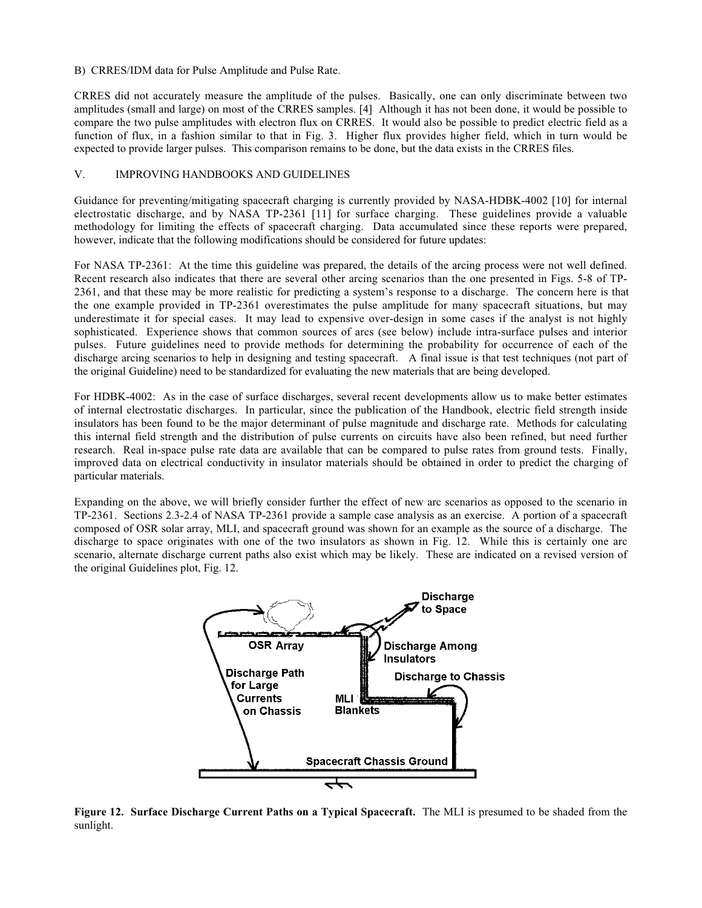B) CRRES/IDM data for Pulse Amplitude and Pulse Rate.

CRRES did not accurately measure the amplitude of the pulses. Basically, one can only discriminate between two amplitudes (small and large) on most of the CRRES samples. [4] Although it has not been done, it would be possible to compare the two pulse amplitudes with electron flux on CRRES. It would also be possible to predict electric field as a function of flux, in a fashion similar to that in Fig. 3. Higher flux provides higher field, which in turn would be expected to provide larger pulses. This comparison remains to be done, but the data exists in the CRRES files.

## V. IMPROVING HANDBOOKS AND GUIDELINES

Guidance for preventing/mitigating spacecraft charging is currently provided by NASA-HDBK-4002 [10] for internal electrostatic discharge, and by NASA TP-2361 [11] for surface charging. These guidelines provide a valuable methodology for limiting the effects of spacecraft charging. Data accumulated since these reports were prepared, however, indicate that the following modifications should be considered for future updates:

For NASA TP-2361: At the time this guideline was prepared, the details of the arcing process were not well defined. Recent research also indicates that there are several other arcing scenarios than the one presented in Figs. 5-8 of TP-2361, and that these may be more realistic for predicting a system's response to a discharge. The concern here is that the one example provided in TP-2361 overestimates the pulse amplitude for many spacecraft situations, but may underestimate it for special cases. It may lead to expensive over-design in some cases if the analyst is not highly sophisticated. Experience shows that common sources of arcs (see below) include intra-surface pulses and interior pulses. Future guidelines need to provide methods for determining the probability for occurrence of each of the discharge arcing scenarios to help in designing and testing spacecraft. A final issue is that test techniques (not part of the original Guideline) need to be standardized for evaluating the new materials that are being developed.

For HDBK-4002: As in the case of surface discharges, several recent developments allow us to make better estimates of internal electrostatic discharges. In particular, since the publication of the Handbook, electric field strength inside insulators has been found to be the major determinant of pulse magnitude and discharge rate. Methods for calculating this internal field strength and the distribution of pulse currents on circuits have also been refined, but need further research. Real in-space pulse rate data are available that can be compared to pulse rates from ground tests. Finally, improved data on electrical conductivity in insulator materials should be obtained in order to predict the charging of particular materials.

Expanding on the above, we will briefly consider further the effect of new arc scenarios as opposed to the scenario in TP-2361. Sections 2.3-2.4 of NASA TP-2361 provide a sample case analysis as an exercise. A portion of a spacecraft composed of OSR solar array, MLI, and spacecraft ground was shown for an example as the source of a discharge. The discharge to space originates with one of the two insulators as shown in Fig. 12. While this is certainly one arc scenario, alternate discharge current paths also exist which may be likely. These are indicated on a revised version of the original Guidelines plot, Fig. 12.

**Figure 12. Surface Discharge Current Paths on a Typical Spacecraft.** The MLI is presumed to be shaded from the sunlight.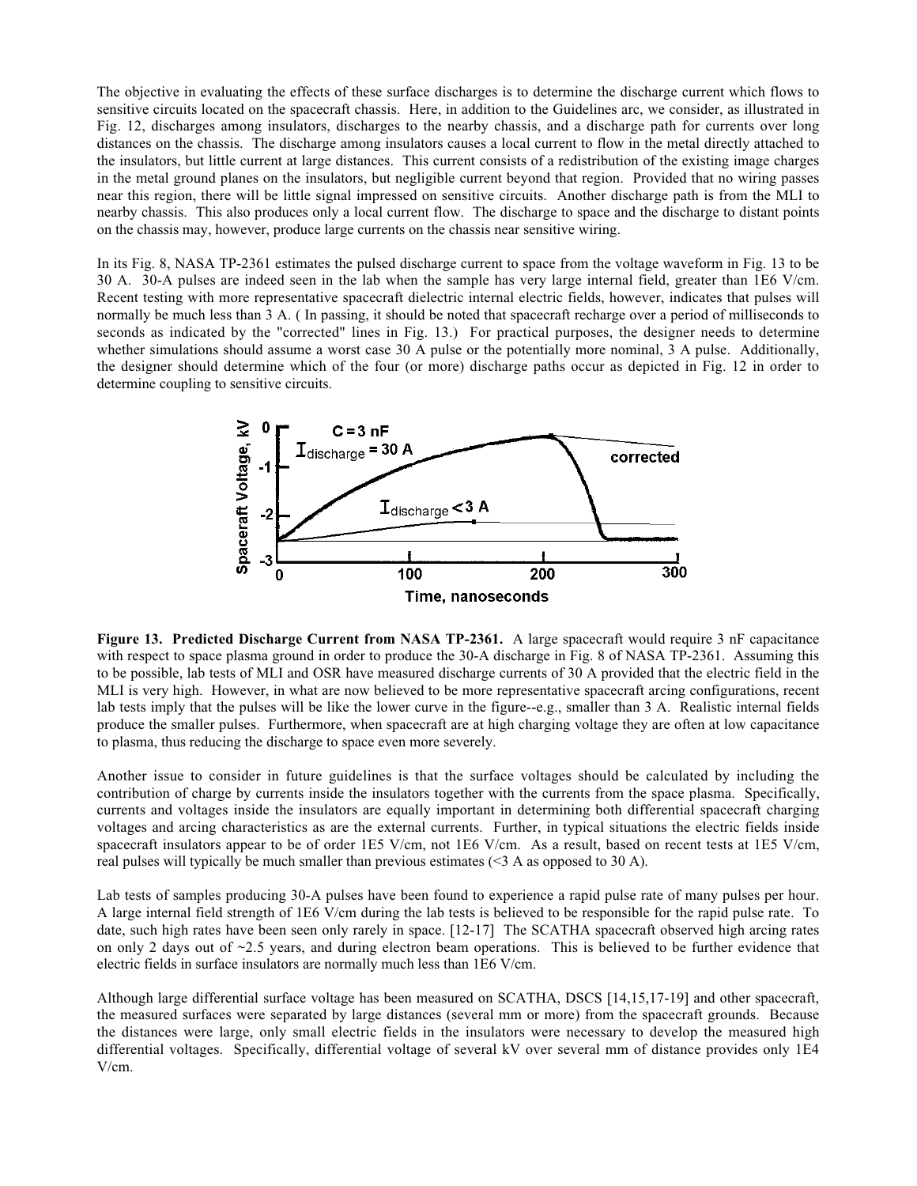The objective in evaluating the effects of these surface discharges is to determine the discharge current which flows to sensitive circuits located on the spacecraft chassis. Here, in addition to the Guidelines arc, we consider, as illustrated in Fig. 12, discharges among insulators, discharges to the nearby chassis, and a discharge path for currents over long distances on the chassis. The discharge among insulators causes a local current to flow in the metal directly attached to the insulators, but little current at large distances. This current consists of a redistribution of the existing image charges in the metal ground planes on the insulators, but negligible current beyond that region. Provided that no wiring passes near this region, there will be little signal impressed on sensitive circuits. Another discharge path is from the MLI to nearby chassis. This also produces only a local current flow. The discharge to space and the discharge to distant points on the chassis may, however, produce large currents on the chassis near sensitive wiring.

In its Fig. 8, NASA TP-2361 estimates the pulsed discharge current to space from the voltage waveform in Fig. 13 to be 30 A. 30-A pulses are indeed seen in the lab when the sample has very large internal field, greater than 1E6 V/cm. Recent testing with more representative spacecraft dielectric internal electric fields, however, indicates that pulses will normally be much less than 3 A. ( In passing, it should be noted that spacecraft recharge over a period of milliseconds to seconds as indicated by the "corrected" lines in Fig. 13.) For practical purposes, the designer needs to determine whether simulations should assume a worst case 30 A pulse or the potentially more nominal, 3 A pulse. Additionally, the designer should determine which of the four (or more) discharge paths occur as depicted in Fig. 12 in order to determine coupling to sensitive circuits.

**Figure 13. Predicted Discharge Current from NASA TP-2361.** A large spacecraft would require 3 nF capacitance with respect to space plasma ground in order to produce the 30-A discharge in Fig. 8 of NASA TP-2361. Assuming this to be possible, lab tests of MLI and OSR have measured discharge currents of 30 A provided that the electric field in the MLI is very high. However, in what are now believed to be more representative spacecraft arcing configurations, recent lab tests imply that the pulses will be like the lower curve in the figure--e.g., smaller than 3 A. Realistic internal fields produce the smaller pulses. Furthermore, when spacecraft are at high charging voltage they are often at low capacitance to plasma, thus reducing the discharge to space even more severely.

Another issue to consider in future guidelines is that the surface voltages should be calculated by including the contribution of charge by currents inside the insulators together with the currents from the space plasma. Specifically, currents and voltages inside the insulators are equally important in determining both differential spacecraft charging voltages and arcing characteristics as are the external currents. Further, in typical situations the electric fields inside spacecraft insulators appear to be of order 1E5 V/cm, not 1E6 V/cm. As a result, based on recent tests at 1E5 V/cm, real pulses will typically be much smaller than previous estimates (<3 A as opposed to 30 A).

Lab tests of samples producing 30-A pulses have been found to experience a rapid pulse rate of many pulses per hour. A large internal field strength of 1E6 V/cm during the lab tests is believed to be responsible for the rapid pulse rate. To date, such high rates have been seen only rarely in space. [12-17] The SCATHA spacecraft observed high arcing rates on only 2 days out of ~2.5 years, and during electron beam operations. This is believed to be further evidence that electric fields in surface insulators are normally much less than 1E6 V/cm.

Although large differential surface voltage has been measured on SCATHA, DSCS [14,15,17-19] and other spacecraft, the measured surfaces were separated by large distances (several mm or more) from the spacecraft grounds. Because the distances were large, only small electric fields in the insulators were necessary to develop the measured high differential voltages. Specifically, differential voltage of several kV over several mm of distance provides only 1E4 V/cm.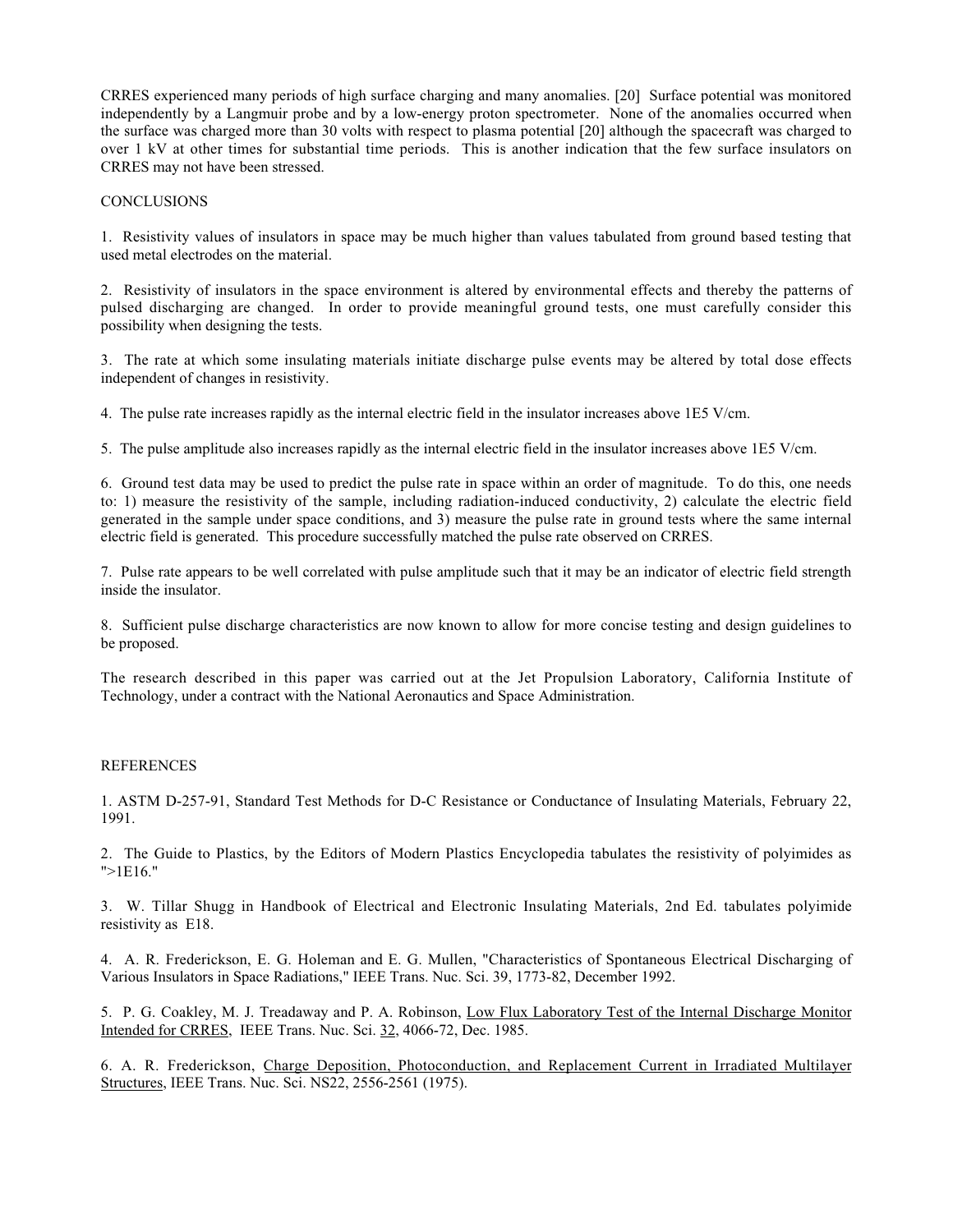CRRES experienced many periods of high surface charging and many anomalies. [20] Surface potential was monitored independently by a Langmuir probe and by a low-energy proton spectrometer. None of the anomalies occurred when the surface was charged more than 30 volts with respect to plasma potential [20] although the spacecraft was charged to over 1 kV at other times for substantial time periods. This is another indication that the few surface insulators on CRRES may not have been stressed.

## CONCLUSIONS

1. Resistivity values of insulators in space may be much higher than values tabulated from ground based testing that used metal electrodes on the material.

2. Resistivity of insulators in the space environment is altered by environmental effects and thereby the patterns of pulsed discharging are changed. In order to provide meaningful ground tests, one must carefully consider this possibility when designing the tests.

3. The rate at which some insulating materials initiate discharge pulse events may be altered by total dose effects independent of changes in resistivity.

4. The pulse rate increases rapidly as the internal electric field in the insulator increases above 1E5 V/cm.

5. The pulse amplitude also increases rapidly as the internal electric field in the insulator increases above 1E5 V/cm.

6. Ground test data may be used to predict the pulse rate in space within an order of magnitude. To do this, one needs to: 1) measure the resistivity of the sample, including radiation-induced conductivity, 2) calculate the electric field generated in the sample under space conditions, and 3) measure the pulse rate in ground tests where the same internal electric field is generated. This procedure successfully matched the pulse rate observed on CRRES.

7. Pulse rate appears to be well correlated with pulse amplitude such that it may be an indicator of electric field strength inside the insulator.

8. Sufficient pulse discharge characteristics are now known to allow for more concise testing and design guidelines to be proposed.

The research described in this paper was carried out at the Jet Propulsion Laboratory, California Institute of Technology, under a contract with the National Aeronautics and Space Administration.

## REFERENCES

1. ASTM D-257-91, Standard Test Methods for D-C Resistance or Conductance of Insulating Materials, February 22, 1991.

2. The Guide to Plastics, by the Editors of Modern Plastics Encyclopedia tabulates the resistivity of polyimides as ">1E16."

3. W. Tillar Shugg in Handbook of Electrical and Electronic Insulating Materials, 2nd Ed. tabulates polyimide resistivity as E18.

4. A. R. Frederickson, E. G. Holeman and E. G. Mullen, "Characteristics of Spontaneous Electrical Discharging of Various Insulators in Space Radiations," IEEE Trans. Nuc. Sci. 39, 1773-82, December 1992.

5. P. G. Coakley, M. J. Treadaway and P. A. Robinson, Low Flux Laboratory Test of the Internal Discharge Monitor Intended for CRRES, IEEE Trans. Nuc. Sci. 32, 4066-72, Dec. 1985.

6. A. R. Frederickson, Charge Deposition, Photoconduction, and Replacement Current in Irradiated Multilayer Structures, IEEE Trans. Nuc. Sci. NS22, 2556-2561 (1975).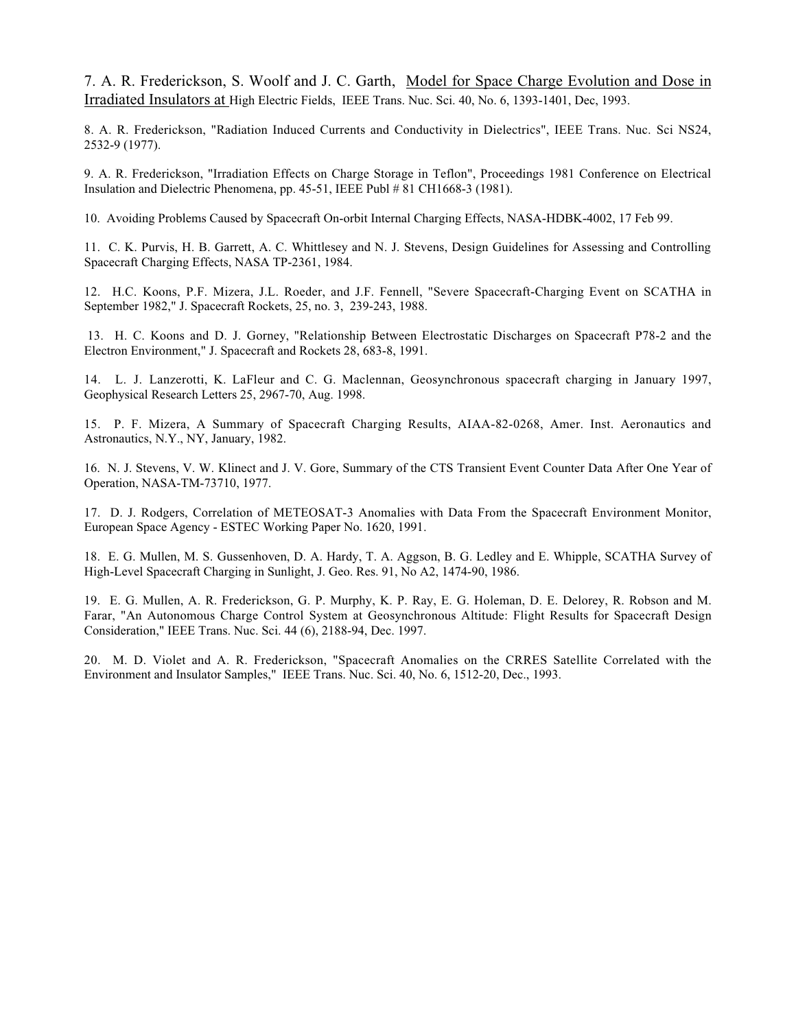7. A. R. Frederickson, S. Woolf and J. C. Garth, Model for Space Charge Evolution and Dose in Irradiated Insulators at High Electric Fields, IEEE Trans. Nuc. Sci. 40, No. 6, 1393-1401, Dec, 1993.

8. A. R. Frederickson, "Radiation Induced Currents and Conductivity in Dielectrics", IEEE Trans. Nuc. Sci NS24, 2532-9 (1977).

9. A. R. Frederickson, "Irradiation Effects on Charge Storage in Teflon", Proceedings 1981 Conference on Electrical Insulation and Dielectric Phenomena, pp. 45-51, IEEE Publ # 81 CH1668-3 (1981).

10. Avoiding Problems Caused by Spacecraft On-orbit Internal Charging Effects, NASA-HDBK-4002, 17 Feb 99.

11. C. K. Purvis, H. B. Garrett, A. C. Whittlesey and N. J. Stevens, Design Guidelines for Assessing and Controlling Spacecraft Charging Effects, NASA TP-2361, 1984.

12. H.C. Koons, P.F. Mizera, J.L. Roeder, and J.F. Fennell, "Severe Spacecraft-Charging Event on SCATHA in September 1982," J. Spacecraft Rockets, 25, no. 3, 239-243, 1988.

13. H. C. Koons and D. J. Gorney, "Relationship Between Electrostatic Discharges on Spacecraft P78-2 and the Electron Environment," J. Spacecraft and Rockets 28, 683-8, 1991.

14. L. J. Lanzerotti, K. LaFleur and C. G. Maclennan, Geosynchronous spacecraft charging in January 1997, Geophysical Research Letters 25, 2967-70, Aug. 1998.

15. P. F. Mizera, A Summary of Spacecraft Charging Results, AIAA-82-0268, Amer. Inst. Aeronautics and Astronautics, N.Y., NY, January, 1982.

16. N. J. Stevens, V. W. Klinect and J. V. Gore, Summary of the CTS Transient Event Counter Data After One Year of Operation, NASA-TM-73710, 1977.

17. D. J. Rodgers, Correlation of METEOSAT-3 Anomalies with Data From the Spacecraft Environment Monitor, European Space Agency - ESTEC Working Paper No. 1620, 1991.

18. E. G. Mullen, M. S. Gussenhoven, D. A. Hardy, T. A. Aggson, B. G. Ledley and E. Whipple, SCATHA Survey of High-Level Spacecraft Charging in Sunlight, J. Geo. Res. 91, No A2, 1474-90, 1986.

19. E. G. Mullen, A. R. Frederickson, G. P. Murphy, K. P. Ray, E. G. Holeman, D. E. Delorey, R. Robson and M. Farar, "An Autonomous Charge Control System at Geosynchronous Altitude: Flight Results for Spacecraft Design Consideration," IEEE Trans. Nuc. Sci. 44 (6), 2188-94, Dec. 1997.

20. M. D. Violet and A. R. Frederickson, "Spacecraft Anomalies on the CRRES Satellite Correlated with the Environment and Insulator Samples," IEEE Trans. Nuc. Sci. 40, No. 6, 1512-20, Dec., 1993.